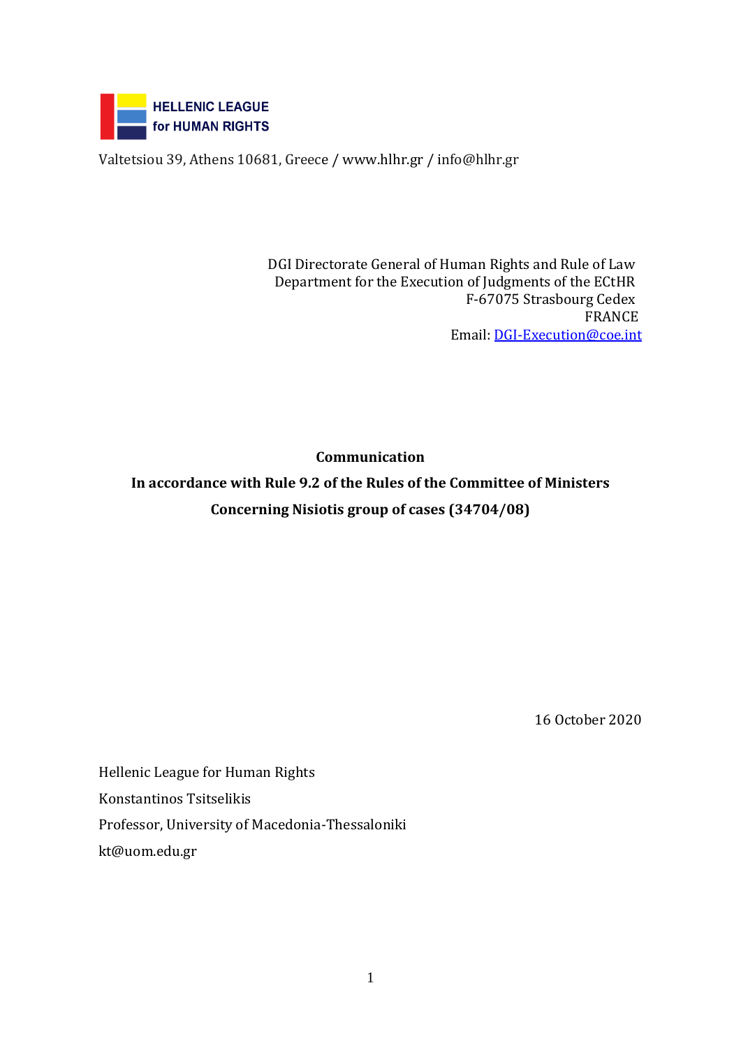**HELLENIC LEAGUE for HUMAN RIGHTS**

Valtetsiou 39, Athens 10681, Greece / www.hlhr.gr / info@hlhr.gr

DGI Directorate General of Human Rights and Rule of Law
Department for the Execution of Judgments of the ECtHR
F-67075 Strasbourg Cedex
FRANCE
Email: DGI-Execution@coe.int

**Communication**

**In accordance with Rule 9.2 of the Rules of the Committee of Ministers**

**Concerning Nisiotis group of cases (34704/08)**

16 October 2020

Hellenic League for Human Rights
Konstantinos Tsitselikis
Professor, University of Macedonia-Thessaloniki
kt@uom.edu.gr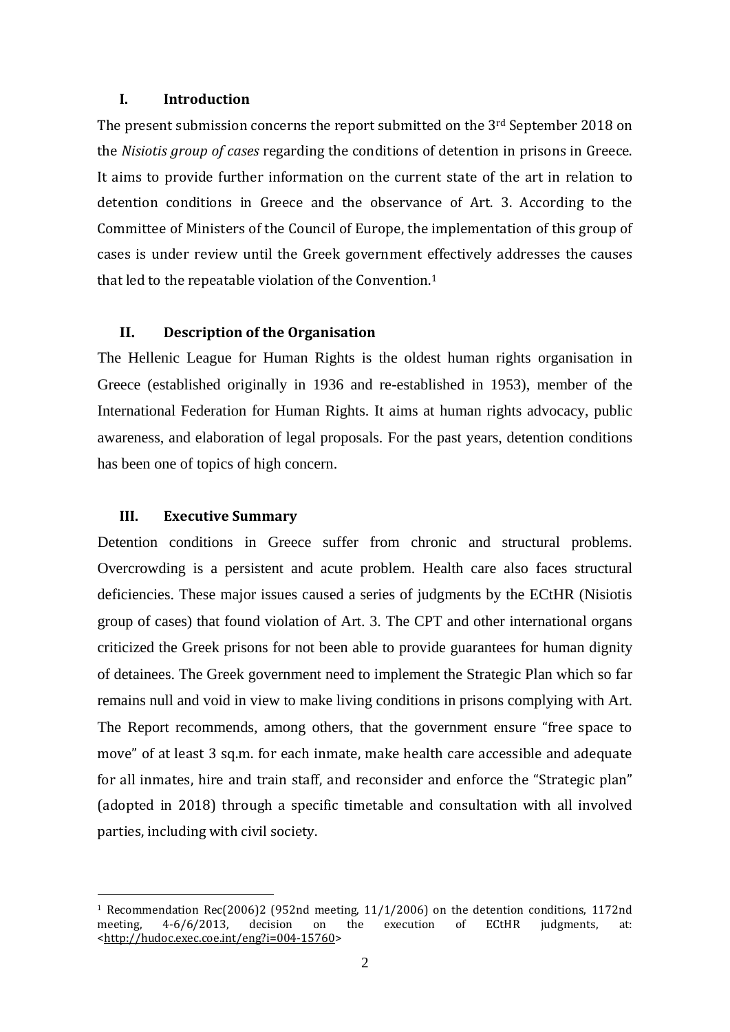## I. Introduction

The present submission concerns the report submitted on the 3rd September 2018 on the *Nisiotis group of cases* regarding the conditions of detention in prisons in Greece. It aims to provide further information on the current state of the art in relation to detention conditions in Greece and the observance of Art. 3. According to the Committee of Ministers of the Council of Europe, the implementation of this group of cases is under review until the Greek government effectively addresses the causes that led to the repeatable violation of the Convention.[1]

## II. Description of the Organisation

The Hellenic League for Human Rights is the oldest human rights organisation in Greece (established originally in 1936 and re-established in 1953), member of the International Federation for Human Rights. It aims at human rights advocacy, public awareness, and elaboration of legal proposals. For the past years, detention conditions has been one of topics of high concern.

## III. Executive Summary

Detention conditions in Greece suffer from chronic and structural problems. Overcrowding is a persistent and acute problem. Health care also faces structural deficiencies. These major issues caused a series of judgments by the ECtHR (Nisiotis group of cases) that found violation of Art. 3. The CPT and other international organs criticized the Greek prisons for not been able to provide guarantees for human dignity of detainees. The Greek government need to implement the Strategic Plan which so far remains null and void in view to make living conditions in prisons complying with Art. The Report recommends, among others, that the government ensure "free space to move" of at least 3 sq.m. for each inmate, make health care accessible and adequate for all inmates, hire and train staff, and reconsider and enforce the "Strategic plan" (adopted in 2018) through a specific timetable and consultation with all involved parties, including with civil society.

---

[1] Recommendation Rec(2006)2 (952nd meeting, 11/1/2006) on the detention conditions, 1172nd meeting, 4-6/6/2013, decision on the execution of ECtHR judgments, at: <http://hudoc.exec.coe.int/eng?i=004-15760>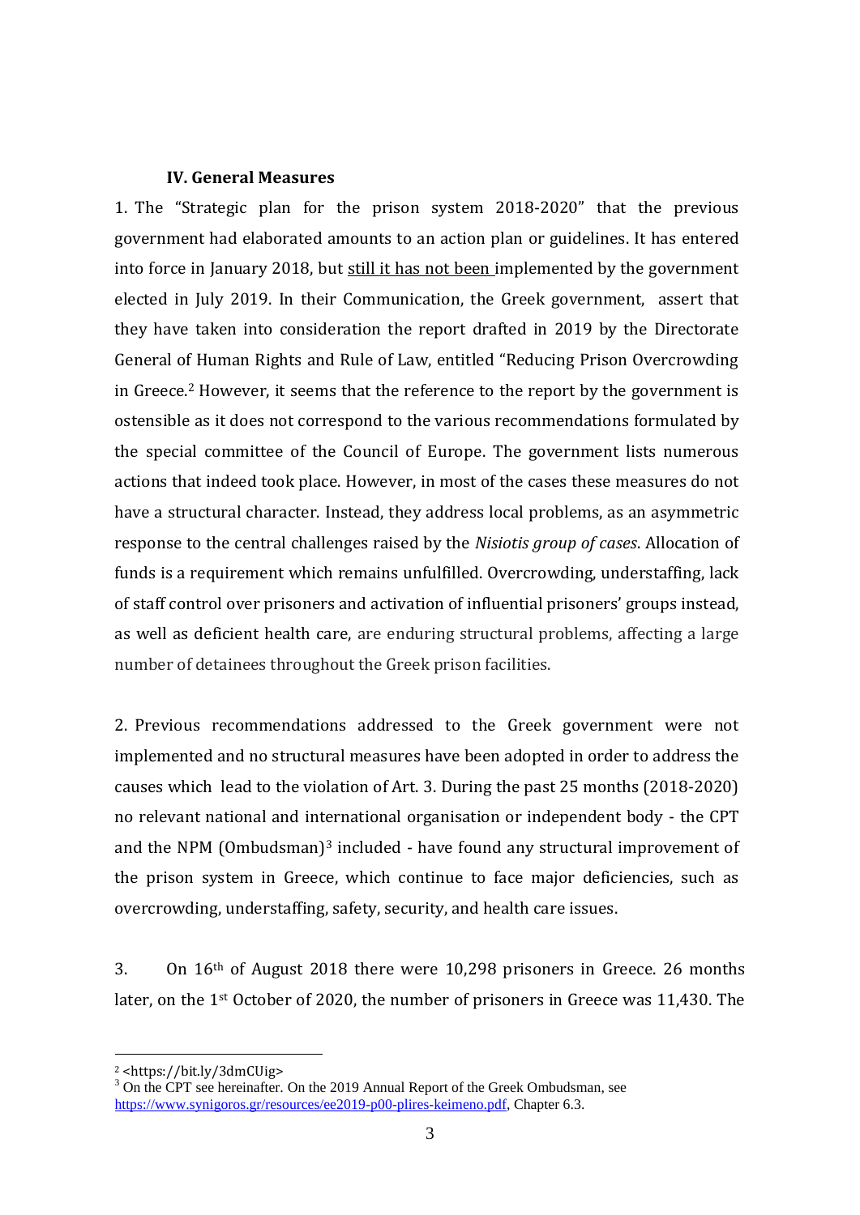### IV. General Measures

1. The "Strategic plan for the prison system 2018-2020" that the previous government had elaborated amounts to an action plan or guidelines. It has entered into force in January 2018, but still it has not been implemented by the government elected in July 2019. In their Communication, the Greek government, assert that they have taken into consideration the report drafted in 2019 by the Directorate General of Human Rights and Rule of Law, entitled "Reducing Prison Overcrowding in Greece.[2] However, it seems that the reference to the report by the government is ostensible as it does not correspond to the various recommendations formulated by the special committee of the Council of Europe. The government lists numerous actions that indeed took place. However, in most of the cases these measures do not have a structural character. Instead, they address local problems, as an asymmetric response to the central challenges raised by the *Nisiotis group of cases*. Allocation of funds is a requirement which remains unfulfilled. Overcrowding, understaffing, lack of staff control over prisoners and activation of influential prisoners' groups instead, as well as deficient health care, are enduring structural problems, affecting a large number of detainees throughout the Greek prison facilities.

2. Previous recommendations addressed to the Greek government were not implemented and no structural measures have been adopted in order to address the causes which lead to the violation of Art. 3. During the past 25 months (2018-2020) no relevant national and international organisation or independent body - the CPT and the NPM (Ombudsman)[3] included - have found any structural improvement of the prison system in Greece, which continue to face major deficiencies, such as overcrowding, understaffing, safety, security, and health care issues.

3. On 16th of August 2018 there were 10,298 prisoners in Greece. 26 months later, on the 1st October of 2020, the number of prisoners in Greece was 11,430. The

---

[2] <https://bit.ly/3dmCUig>

[3] On the CPT see hereinafter. On the 2019 Annual Report of the Greek Ombudsman, see https://www.synigoros.gr/resources/ee2019-p00-plires-keimeno.pdf, Chapter 6.3.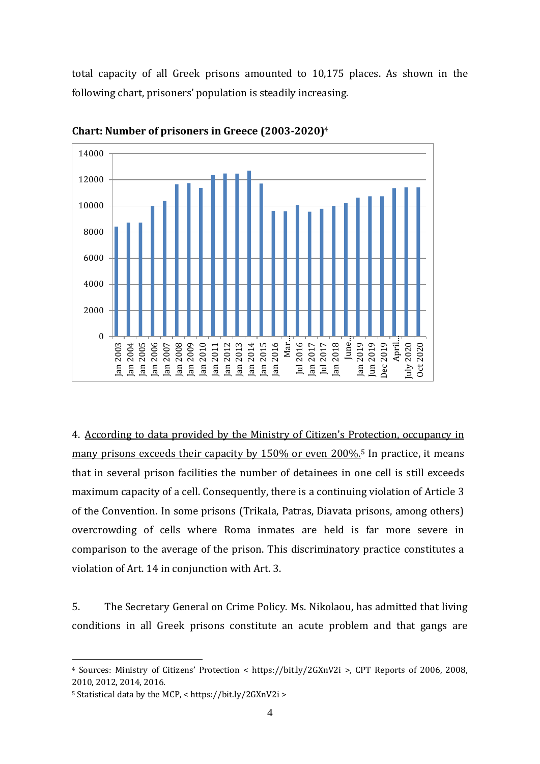total capacity of all Greek prisons amounted to 10,175 places. As shown in the following chart, prisoners' population is steadily increasing.

**Chart: Number of prisoners in Greece (2003-2020)**[4]

4. <u>According to data provided by the Ministry of Citizen's Protection, occupancy in many prisons exceeds their capacity by 150% or even 200%.</u>[5] In practice, it means that in several prison facilities the number of detainees in one cell is still exceeds maximum capacity of a cell. Consequently, there is a continuing violation of Article 3 of the Convention. In some prisons (Trikala, Patras, Diavata prisons, among others) overcrowding of cells where Roma inmates are held is far more severe in comparison to the average of the prison. This discriminatory practice constitutes a violation of Art. 14 in conjunction with Art. 3.

5. The Secretary General on Crime Policy. Ms. Nikolaou, has admitted that living conditions in all Greek prisons constitute an acute problem and that gangs are

---

[4] Sources: Ministry of Citizens' Protection < https://bit.ly/2GXnV2i >, CPT Reports of 2006, 2008, 2010, 2012, 2014, 2016.

[5] Statistical data by the MCP, < https://bit.ly/2GXnV2i >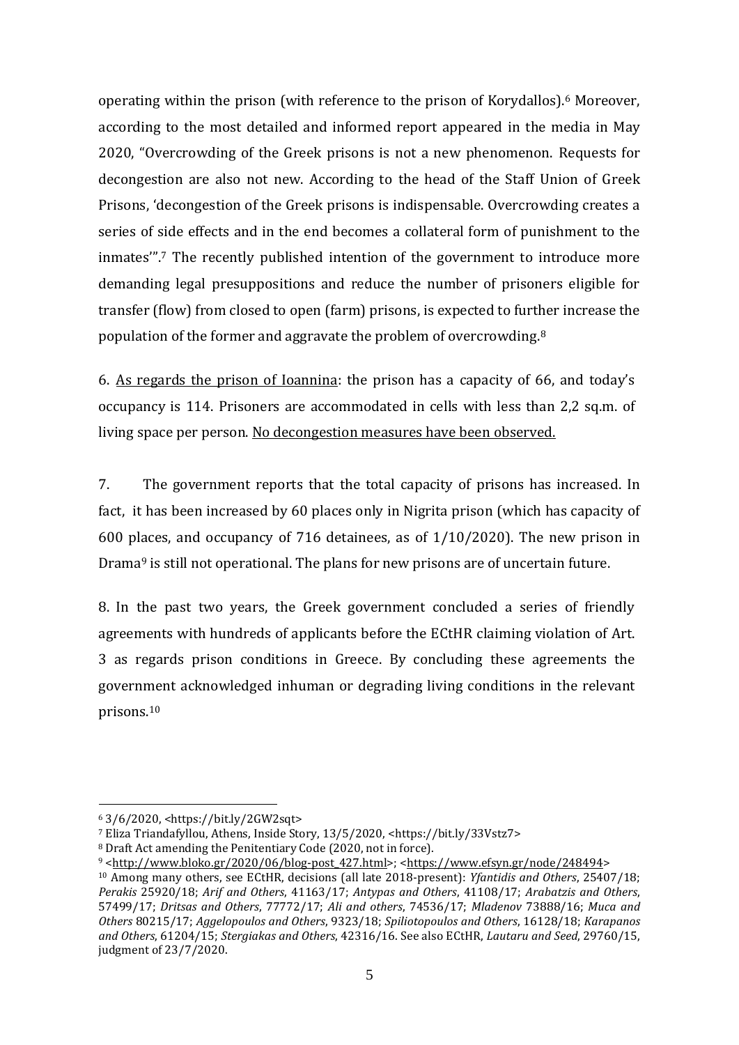operating within the prison (with reference to the prison of Korydallos).[6] Moreover, according to the most detailed and informed report appeared in the media in May 2020, "Overcrowding of the Greek prisons is not a new phenomenon. Requests for decongestion are also not new. According to the head of the Staff Union of Greek Prisons, 'decongestion of the Greek prisons is indispensable. Overcrowding creates a series of side effects and in the end becomes a collateral form of punishment to the inmates'".[7] The recently published intention of the government to introduce more demanding legal presuppositions and reduce the number of prisoners eligible for transfer (flow) from closed to open (farm) prisons, is expected to further increase the population of the former and aggravate the problem of overcrowding.[8]

6. <u>As regards the prison of Ioannina</u>: the prison has a capacity of 66, and today's occupancy is 114. Prisoners are accommodated in cells with less than 2,2 sq.m. of living space per person. <u>No decongestion measures have been observed.</u>

7. The government reports that the total capacity of prisons has increased. In fact, it has been increased by 60 places only in Nigrita prison (which has capacity of 600 places, and occupancy of 716 detainees, as of 1/10/2020). The new prison in Drama[9] is still not operational. The plans for new prisons are of uncertain future.

8. In the past two years, the Greek government concluded a series of friendly agreements with hundreds of applicants before the ECtHR claiming violation of Art. 3 as regards prison conditions in Greece. By concluding these agreements the government acknowledged inhuman or degrading living conditions in the relevant prisons.[10]

---

[6] 3/6/2020, <https://bit.ly/2GW2sqt>

[7] Eliza Triandafyllou, Athens, Inside Story, 13/5/2020, <https://bit.ly/33Vstz7>

[8] Draft Act amending the Penitentiary Code (2020, not in force).

[9] <http://www.bloko.gr/2020/06/blog-post_427.html>; <https://www.efsyn.gr/node/248494>

[10] Among many others, see ECtHR, decisions (all late 2018-present): *Yfantidis and Others*, 25407/18; *Perakis* 25920/18; *Arif and Others*, 41163/17; *Antypas and Others*, 41108/17; *Arabatzis and Others*, 57499/17; *Dritsas and Others*, 77772/17; *Ali and others*, 74536/17; *Mladenov* 73888/16; *Muca and Others* 80215/17; *Aggelopoulos and Others*, 9323/18; *Spiliotopoulos and Others*, 16128/18; *Karapanos and Others*, 61204/15; *Stergiakas and Others*, 42316/16. See also ECtHR, *Lautaru and Seed*, 29760/15, judgment of 23/7/2020.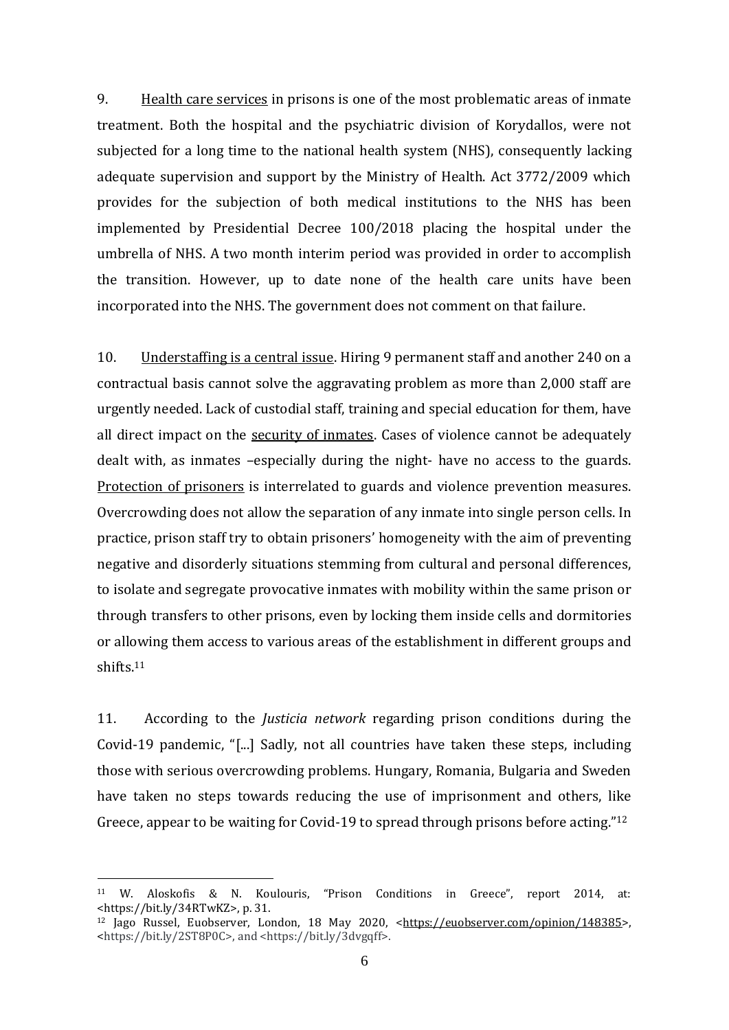9. <u>Health care services</u> in prisons is one of the most problematic areas of inmate treatment. Both the hospital and the psychiatric division of Korydallos, were not subjected for a long time to the national health system (NHS), consequently lacking adequate supervision and support by the Ministry of Health. Act 3772/2009 which provides for the subjection of both medical institutions to the NHS has been implemented by Presidential Decree 100/2018 placing the hospital under the umbrella of NHS. A two month interim period was provided in order to accomplish the transition. However, up to date none of the health care units have been incorporated into the NHS. The government does not comment on that failure.

10. <u>Understaffing is a central issue</u>. Hiring 9 permanent staff and another 240 on a contractual basis cannot solve the aggravating problem as more than 2,000 staff are urgently needed. Lack of custodial staff, training and special education for them, have all direct impact on the <u>security of inmates</u>. Cases of violence cannot be adequately dealt with, as inmates –especially during the night- have no access to the guards. <u>Protection of prisoners</u> is interrelated to guards and violence prevention measures. Overcrowding does not allow the separation of any inmate into single person cells. In practice, prison staff try to obtain prisoners' homogeneity with the aim of preventing negative and disorderly situations stemming from cultural and personal differences, to isolate and segregate provocative inmates with mobility within the same prison or through transfers to other prisons, even by locking them inside cells and dormitories or allowing them access to various areas of the establishment in different groups and shifts.[11]

11. According to the *Justicia network* regarding prison conditions during the Covid-19 pandemic, "[...] Sadly, not all countries have taken these steps, including those with serious overcrowding problems. Hungary, Romania, Bulgaria and Sweden have taken no steps towards reducing the use of imprisonment and others, like Greece, appear to be waiting for Covid-19 to spread through prisons before acting."[12]

---

[11] W. Aloskofis & N. Koulouris, "Prison Conditions in Greece", report 2014, at: <https://bit.ly/34RTwKZ>, p. 31.

[12] Jago Russel, Euobserver, London, 18 May 2020, <https://euobserver.com/opinion/148385>, <https://bit.ly/2ST8P0C>, and <https://bit.ly/3dvgqff>.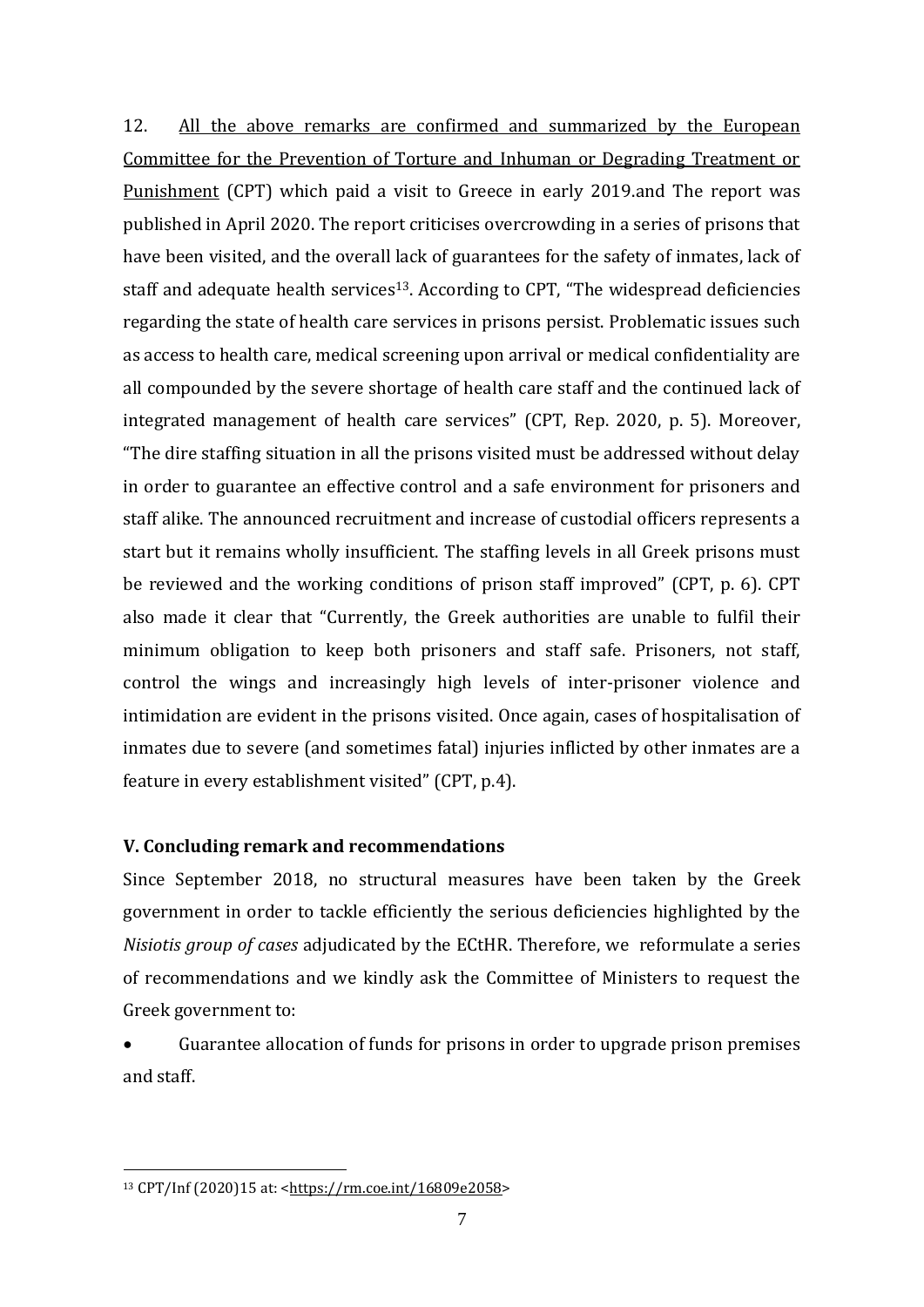12. <u>All the above remarks are confirmed and summarized by the European Committee for the Prevention of Torture and Inhuman or Degrading Treatment or Punishment</u> (CPT) which paid a visit to Greece in early 2019.and The report was published in April 2020. The report criticises overcrowding in a series of prisons that have been visited, and the overall lack of guarantees for the safety of inmates, lack of staff and adequate health services[13]. According to CPT, "The widespread deficiencies regarding the state of health care services in prisons persist. Problematic issues such as access to health care, medical screening upon arrival or medical confidentiality are all compounded by the severe shortage of health care staff and the continued lack of integrated management of health care services" (CPT, Rep. 2020, p. 5). Moreover, "The dire staffing situation in all the prisons visited must be addressed without delay in order to guarantee an effective control and a safe environment for prisoners and staff alike. The announced recruitment and increase of custodial officers represents a start but it remains wholly insufficient. The staffing levels in all Greek prisons must be reviewed and the working conditions of prison staff improved" (CPT, p. 6). CPT also made it clear that "Currently, the Greek authorities are unable to fulfil their minimum obligation to keep both prisoners and staff safe. Prisoners, not staff, control the wings and increasingly high levels of inter-prisoner violence and intimidation are evident in the prisons visited. Once again, cases of hospitalisation of inmates due to severe (and sometimes fatal) injuries inflicted by other inmates are a feature in every establishment visited" (CPT, p.4).

### V. Concluding remark and recommendations

Since September 2018, no structural measures have been taken by the Greek government in order to tackle efficiently the serious deficiencies highlighted by the *Nisiotis group of cases* adjudicated by the ECtHR. Therefore, we reformulate a series of recommendations and we kindly ask the Committee of Ministers to request the Greek government to:

- Guarantee allocation of funds for prisons in order to upgrade prison premises and staff.

---

[13] CPT/Inf (2020)15 at: <https://rm.coe.int/16809e2058>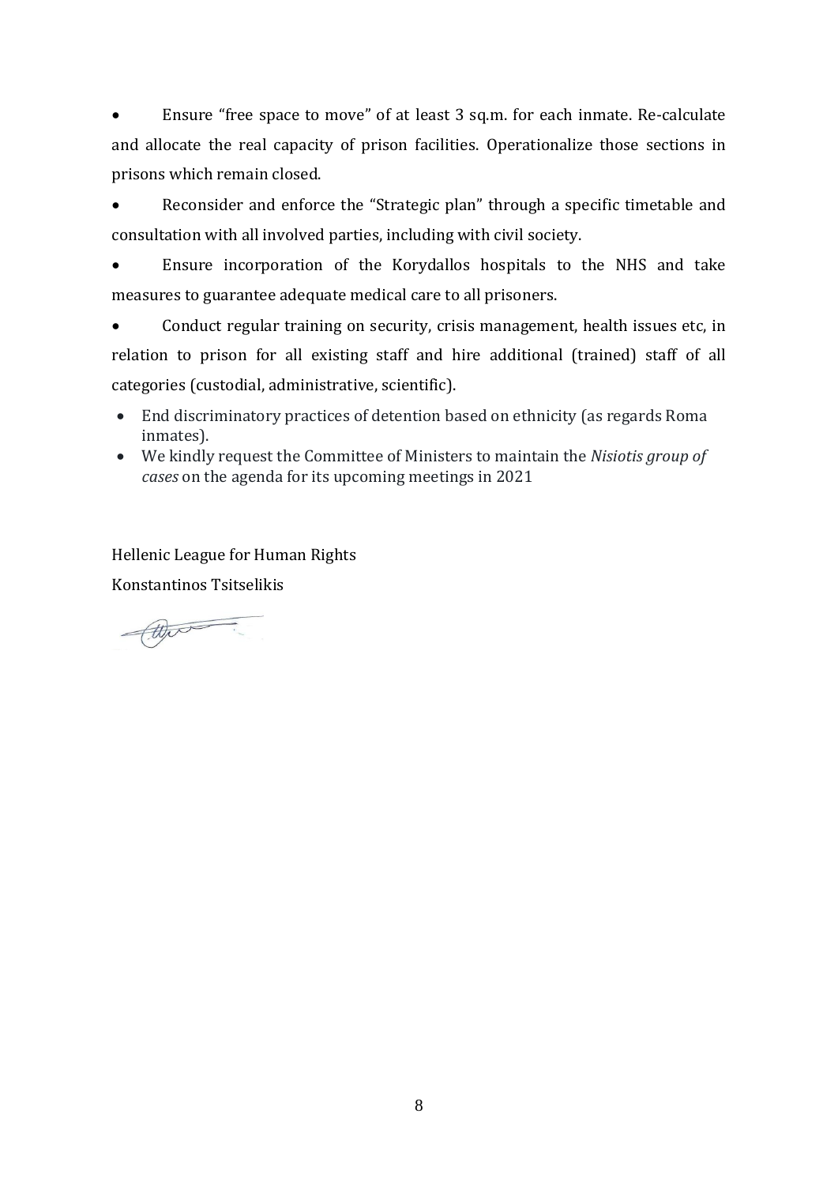- Ensure "free space to move" of at least 3 sq.m. for each inmate. Re-calculate and allocate the real capacity of prison facilities. Operationalize those sections in prisons which remain closed.
- Reconsider and enforce the "Strategic plan" through a specific timetable and consultation with all involved parties, including with civil society.
- Ensure incorporation of the Korydallos hospitals to the NHS and take measures to guarantee adequate medical care to all prisoners.
- Conduct regular training on security, crisis management, health issues etc, in relation to prison for all existing staff and hire additional (trained) staff of all categories (custodial, administrative, scientific).
- End discriminatory practices of detention based on ethnicity (as regards Roma inmates).
- We kindly request the Committee of Ministers to maintain the *Nisiotis group of cases* on the agenda for its upcoming meetings in 2021

Hellenic League for Human Rights

Konstantinos Tsitselikis